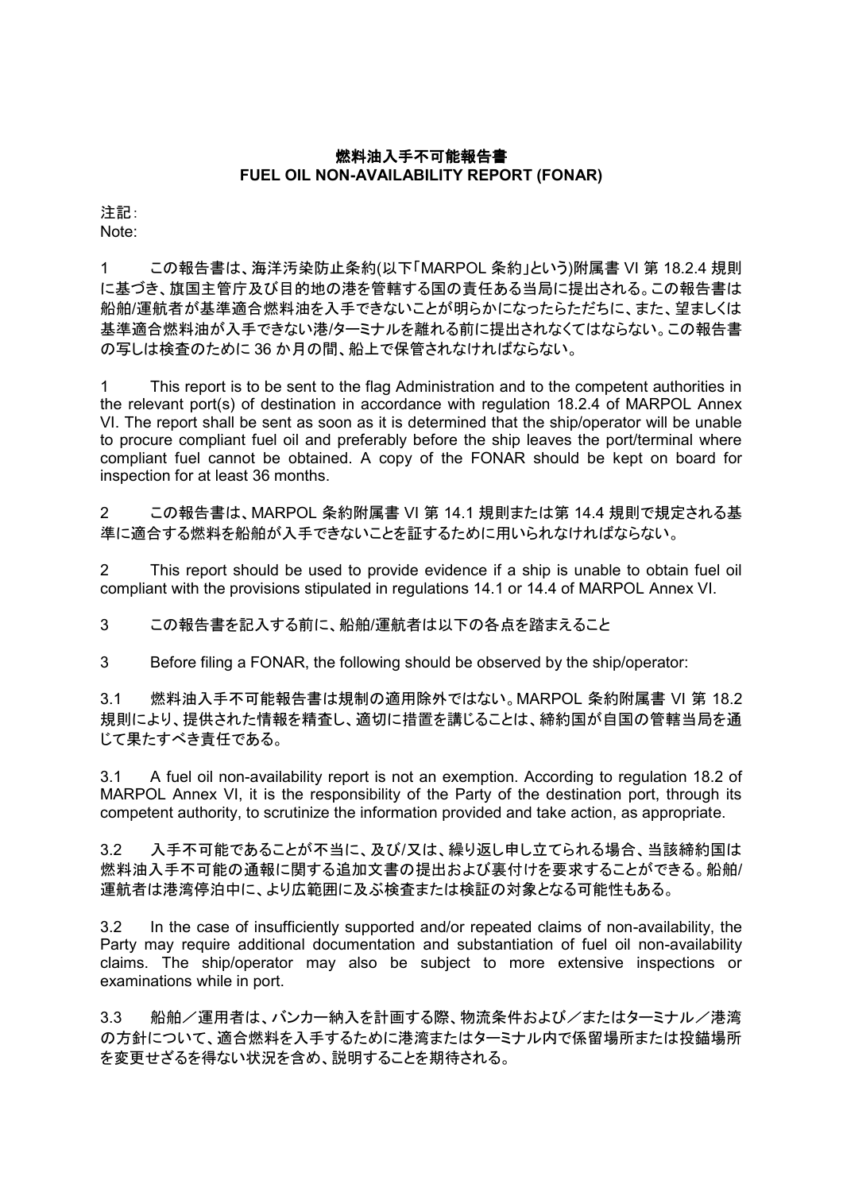# 燃料油入手不可能報告書
# FUEL OIL NON-AVAILABILITY REPORT (FONAR)

注記：
Note:

1　　この報告書は、海洋汚染防止条約(以下「MARPOL 条約」という)附属書 VI 第 18.2.4 規則に基づき、旗国主管庁及び目的地の港を管轄する国の責任ある当局に提出される。この報告書は船舶/運航者が基準適合燃料油を入手できないことが明らかになったらただちに、また、望ましくは基準適合燃料油が入手できない港/ターミナルを離れる前に提出されなくてはならない。この報告書の写しは検査のために 36 か月の間、船上で保管されなければならない。

1　　This report is to be sent to the flag Administration and to the competent authorities in the relevant port(s) of destination in accordance with regulation 18.2.4 of MARPOL Annex VI. The report shall be sent as soon as it is determined that the ship/operator will be unable to procure compliant fuel oil and preferably before the ship leaves the port/terminal where compliant fuel cannot be obtained. A copy of the FONAR should be kept on board for inspection for at least 36 months.

2　　この報告書は、MARPOL 条約附属書 VI 第 14.1 規則または第 14.4 規則で規定される基準に適合する燃料を船舶が入手できないことを証するために用いられなければならない。

2　　This report should be used to provide evidence if a ship is unable to obtain fuel oil compliant with the provisions stipulated in regulations 14.1 or 14.4 of MARPOL Annex VI.

3　　この報告書を記入する前に、船舶/運航者は以下の各点を踏まえること

3　　Before filing a FONAR, the following should be observed by the ship/operator:

3.1　　燃料油入手不可能報告書は規制の適用除外ではない。MARPOL 条約附属書 VI 第 18.2 規則により、提供された情報を精査し、適切に措置を講じることは、締約国が自国の管轄当局を通じて果たすべき責任である。

3.1　　A fuel oil non-availability report is not an exemption. According to regulation 18.2 of MARPOL Annex VI, it is the responsibility of the Party of the destination port, through its competent authority, to scrutinize the information provided and take action, as appropriate.

3.2　　入手不可能であることが不当に、及び/又は、繰り返し申し立てられる場合、当該締約国は燃料油入手不可能の通報に関する追加文書の提出および裏付けを要求することができる。船舶/運航者は港湾停泊中に、より広範囲に及ぶ検査または検証の対象となる可能性もある。

3.2　　In the case of insufficiently supported and/or repeated claims of non-availability, the Party may require additional documentation and substantiation of fuel oil non-availability claims. The ship/operator may also be subject to more extensive inspections or examinations while in port.

3.3　　船舶／運用者は、バンカー納入を計画する際、物流条件および／またはターミナル／港湾の方針について、適合燃料を入手するために港湾またはターミナル内で係留場所または投錨場所を変更せざるを得ない状況を含め、説明することを期待される。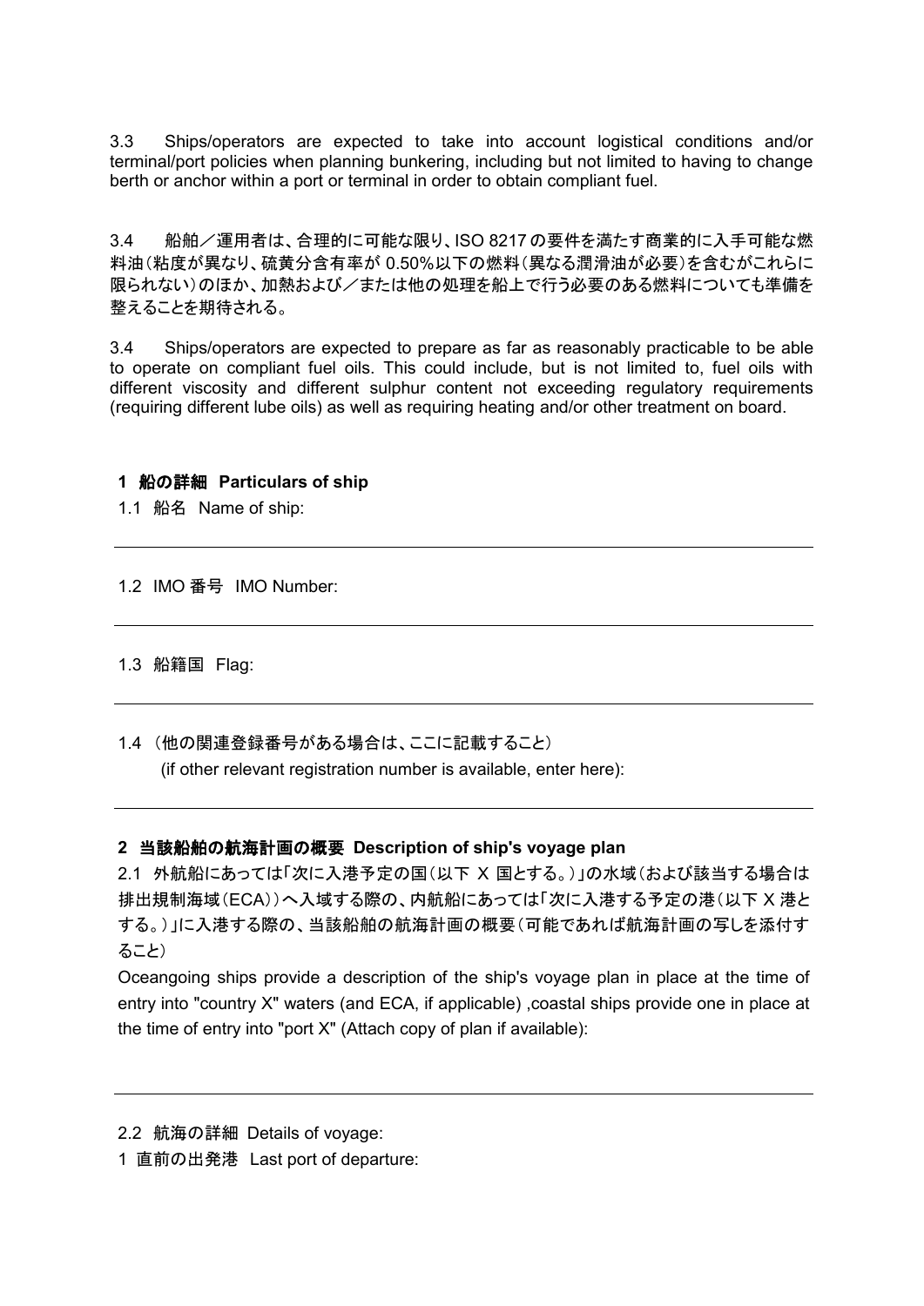3.3 Ships/operators are expected to take into account logistical conditions and/or terminal/port policies when planning bunkering, including but not limited to having to change berth or anchor within a port or terminal in order to obtain compliant fuel.

3.4 船舶／運用者は、合理的に可能な限り、ISO 8217 の要件を満たす商業的に入手可能な燃料油（粘度が異なり、硫黄分含有率が 0.50%以下の燃料（異なる潤滑油が必要）を含むがこれらに限られない）のほか、加熱および／または他の処理を船上で行う必要のある燃料についても準備を整えることを期待される。

3.4 Ships/operators are expected to prepare as far as reasonably practicable to be able to operate on compliant fuel oils. This could include, but is not limited to, fuel oils with different viscosity and different sulphur content not exceeding regulatory requirements (requiring different lube oils) as well as requiring heating and/or other treatment on board.

## 1 船の詳細 Particulars of ship

1.1 船名 Name of ship:

---

1.2 IMO 番号 IMO Number:

---

1.3 船籍国 Flag:

---

1.4 （他の関連登録番号がある場合は、ここに記載すること）
(if other relevant registration number is available, enter here):

---

## 2 当該船舶の航海計画の概要 Description of ship's voyage plan

2.1 外航船にあっては「次に入港予定の国（以下 X 国とする。）」の水域（および該当する場合は排出規制海域（ECA））へ入域する際の、内航船にあっては「次に入港する予定の港（以下 X 港とする。）」に入港する際の、当該船舶の航海計画の概要（可能であれば航海計画の写しを添付すること）
Oceangoing ships provide a description of the ship's voyage plan in place at the time of entry into "country X" waters (and ECA, if applicable) ,coastal ships provide one in place at the time of entry into "port X" (Attach copy of plan if available):

---

2.2 航海の詳細 Details of voyage:

1 直前の出発港 Last port of departure: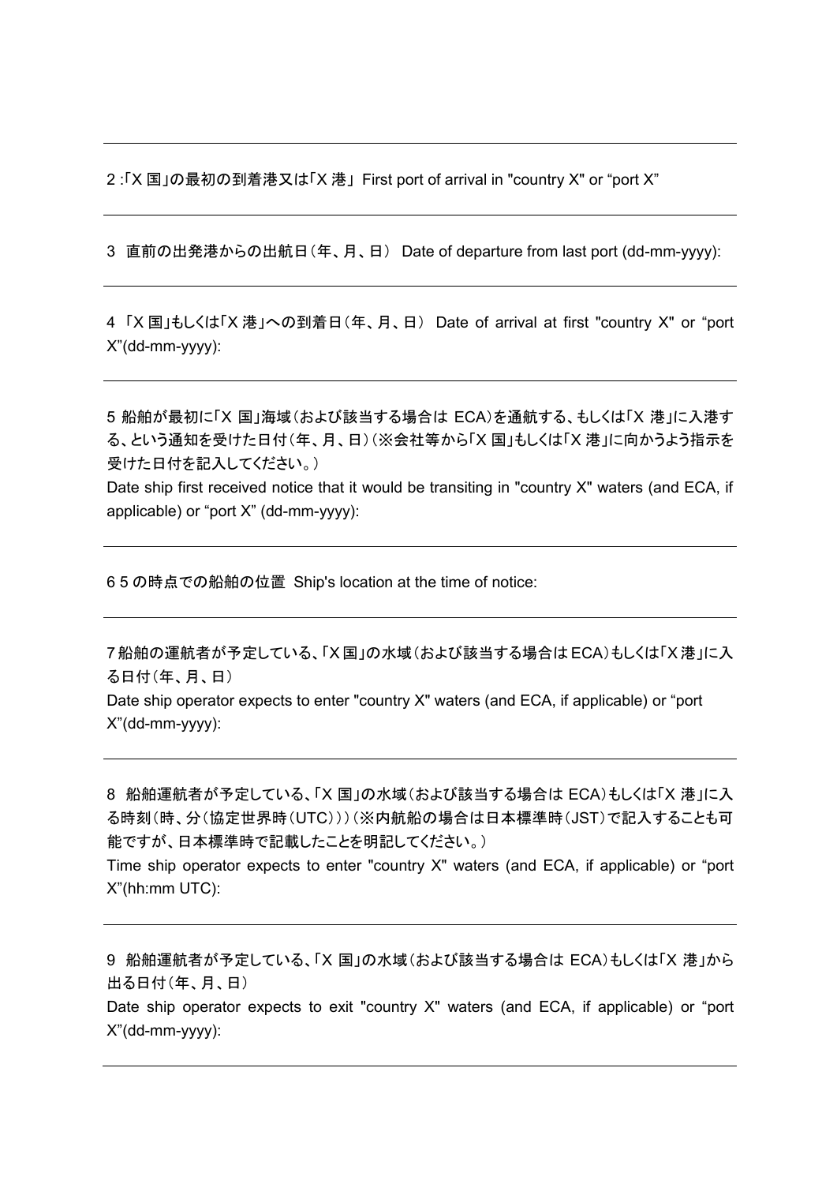---

2 :「X 国」の最初の到着港又は「X 港」 First port of arrival in "country X" or “port X”

---

3 直前の出発港からの出航日（年、月、日） Date of departure from last port (dd-mm-yyyy):

---

4 「X 国」もしくは「X 港」への到着日（年、月、日） Date of arrival at first "country X" or “port X”(dd-mm-yyyy):

---

5 船舶が最初に「X 国」海域（および該当する場合は ECA)を通航する、もしくは「X 港」に入港する、という通知を受けた日付（年、月、日）（※会社等から「X 国」もしくは「X 港」に向かうよう指示を受けた日付を記入してください。）

Date ship first received notice that it would be transiting in "country X" waters (and ECA, if applicable) or “port X” (dd-mm-yyyy):

---

6 5 の時点での船舶の位置 Ship's location at the time of notice:

---

7 船舶の運航者が予定している、「X 国」の水域（および該当する場合は ECA）もしくは「X 港」に入る日付（年、月、日）

Date ship operator expects to enter "country X" waters (and ECA, if applicable) or “port X”(dd-mm-yyyy):

---

8 船舶運航者が予定している、「X 国」の水域（および該当する場合は ECA）もしくは「X 港」に入る時刻（時、分（協定世界時（UTC）））（※内航船の場合は日本標準時（JST）で記入することも可能ですが、日本標準時で記載したことを明記してください。）

Time ship operator expects to enter "country X" waters (and ECA, if applicable) or “port X”(hh:mm UTC):

---

9 船舶運航者が予定している、「X 国」の水域（および該当する場合は ECA）もしくは「X 港」から出る日付（年、月、日）

Date ship operator expects to exit "country X" waters (and ECA, if applicable) or “port X”(dd-mm-yyyy):

---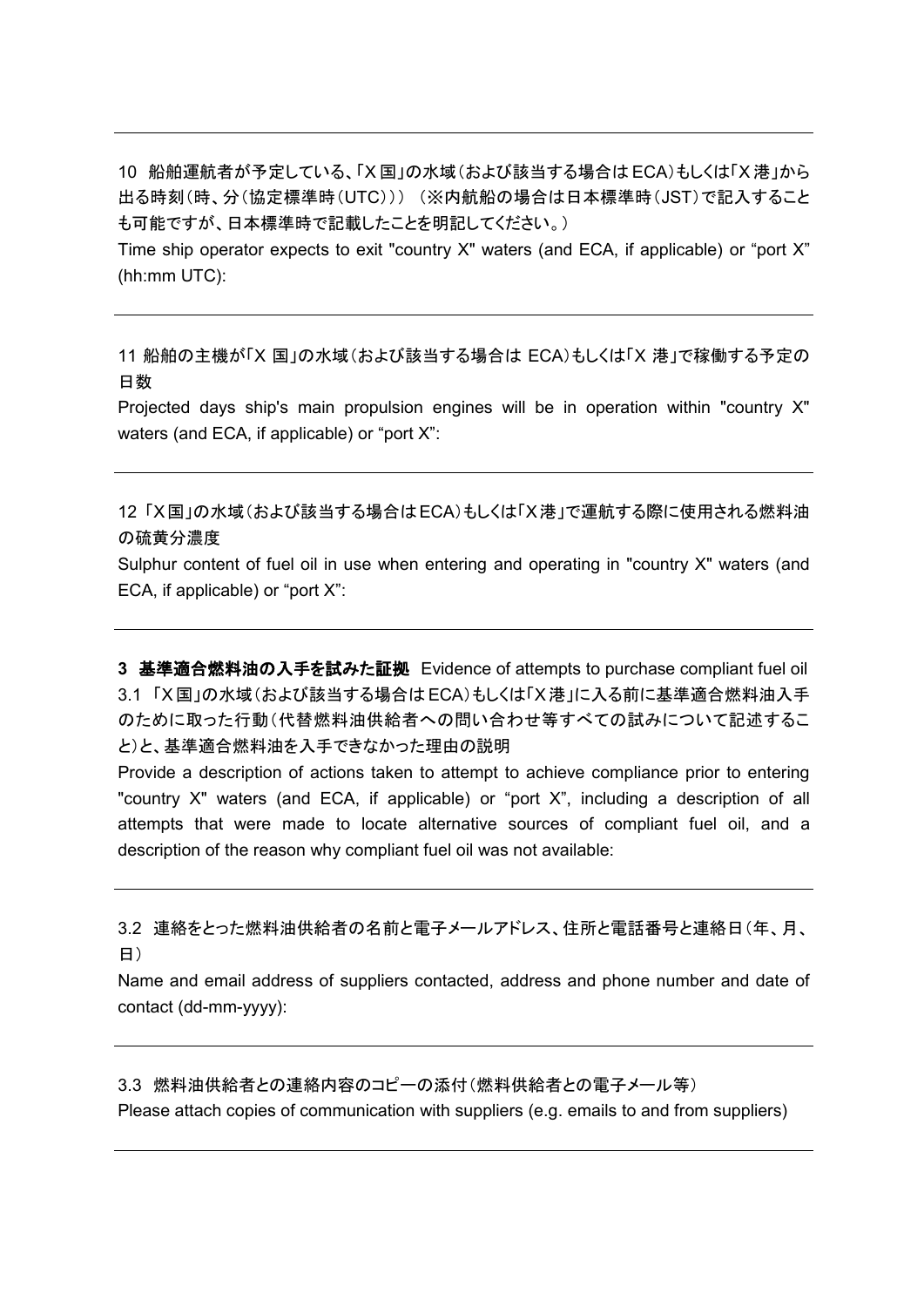---

10　船舶運航者が予定している、「X国」の水域（および該当する場合はECA）もしくは「X港」から出る時刻（時、分（協定標準時（UTC）））（※内航船の場合は日本標準時（JST）で記入することも可能ですが、日本標準時で記載したことを明記してください。）

Time ship operator expects to exit "country X" waters (and ECA, if applicable) or “port X” (hh:mm UTC):

---

11 船舶の主機が「X 国」の水域（および該当する場合は ECA）もしくは「X 港」で稼働する予定の日数

Projected days ship's main propulsion engines will be in operation within "country X" waters (and ECA, if applicable) or “port X”:

---

12 「X国」の水域（および該当する場合はECA）もしくは「X港」で運航する際に使用される燃料油の硫黄分濃度

Sulphur content of fuel oil in use when entering and operating in "country X" waters (and ECA, if applicable) or “port X”:

---

**3　基準適合燃料油の入手を試みた証拠**　Evidence of attempts to purchase compliant fuel oil

3.1　「X国」の水域（および該当する場合はECA）もしくは「X港」に入る前に基準適合燃料油入手のために取った行動（代替燃料油供給者への問い合わせ等すべての試みについて記述すること）と、基準適合燃料油を入手できなかった理由の説明

Provide a description of actions taken to attempt to achieve compliance prior to entering "country X" waters (and ECA, if applicable) or “port X”, including a description of all attempts that were made to locate alternative sources of compliant fuel oil, and a description of the reason why compliant fuel oil was not available:

---

3.2　連絡をとった燃料油供給者の名前と電子メールアドレス、住所と電話番号と連絡日（年、月、日）

Name and email address of suppliers contacted, address and phone number and date of contact (dd-mm-yyyy):

---

3.3　燃料油供給者との連絡内容のコピーの添付（燃料供給者との電子メール等）

Please attach copies of communication with suppliers (e.g. emails to and from suppliers)

---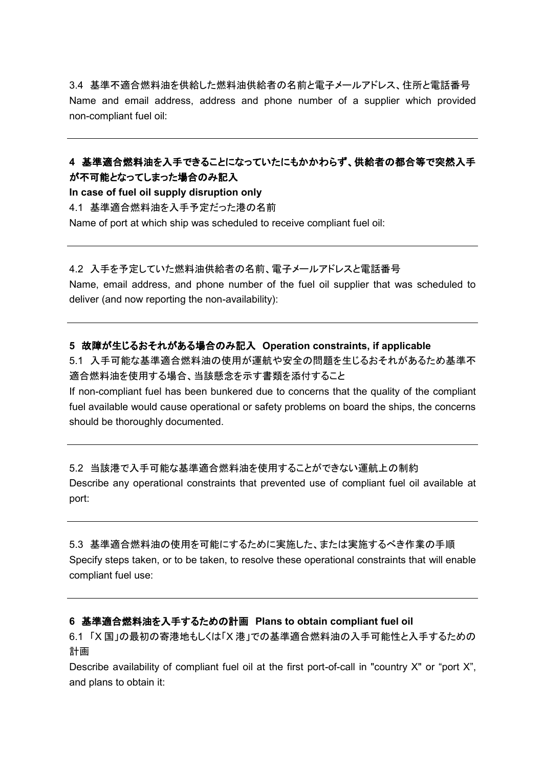3.4 基準不適合燃料油を供給した燃料油供給者の名前と電子メールアドレス、住所と電話番号
Name and email address, address and phone number of a supplier which provided non-compliant fuel oil:

---

**4 基準適合燃料油を入手できることになっていたにもかかわらず、供給者の都合等で突然入手が不可能となってしまった場合のみ記入**

**In case of fuel oil supply disruption only**

4.1 基準適合燃料油を入手予定だった港の名前
Name of port at which ship was scheduled to receive compliant fuel oil:

---

4.2 入手を予定していた燃料油供給者の名前、電子メールアドレスと電話番号
Name, email address, and phone number of the fuel oil supplier that was scheduled to deliver (and now reporting the non-availability):

---

**5 故障が生じるおそれがある場合のみ記入 Operation constraints, if applicable**

5.1 入手可能な基準適合燃料油の使用が運航や安全の問題を生じるおそれがあるため基準不適合燃料油を使用する場合、当該懸念を示す書類を添付すること
If non-compliant fuel has been bunkered due to concerns that the quality of the compliant fuel available would cause operational or safety problems on board the ships, the concerns should be thoroughly documented.

---

5.2 当該港で入手可能な基準適合燃料油を使用することができない運航上の制約
Describe any operational constraints that prevented use of compliant fuel oil available at port:

---

5.3 基準適合燃料油の使用を可能にするために実施した、または実施するべき作業の手順
Specify steps taken, or to be taken, to resolve these operational constraints that will enable compliant fuel use:

---

**6 基準適合燃料油を入手するための計画 Plans to obtain compliant fuel oil**

6.1 「X 国」の最初の寄港地もしくは「X 港」での基準適合燃料油の入手可能性と入手するための計画
Describe availability of compliant fuel oil at the first port-of-call in "country X" or "port X", and plans to obtain it: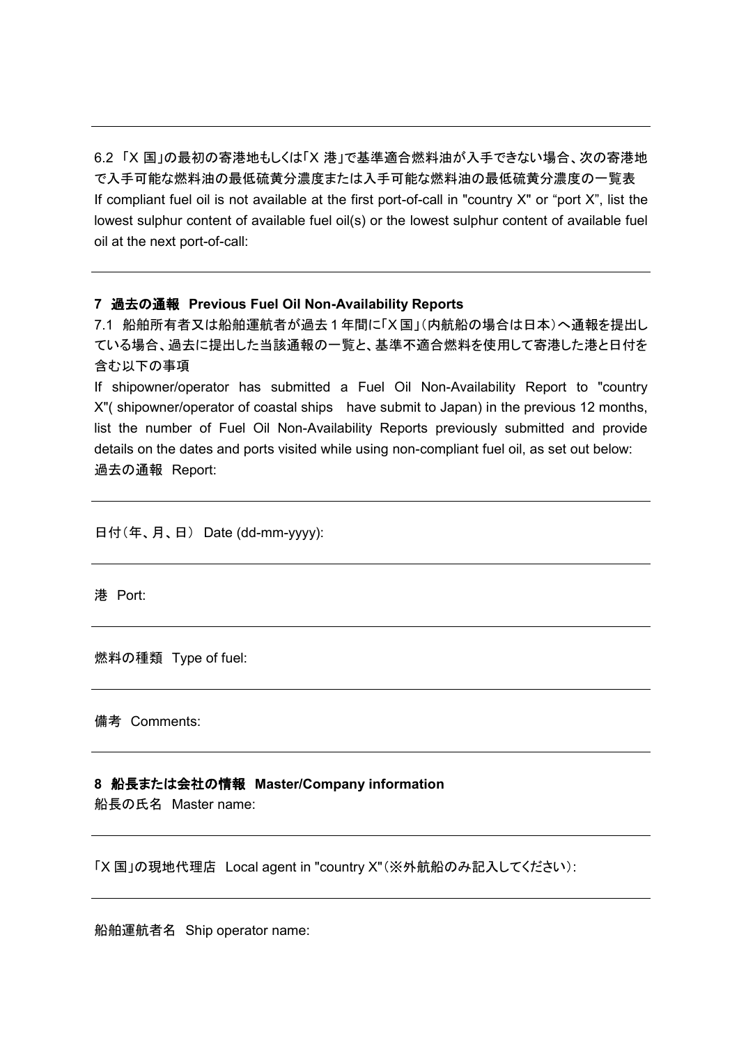6.2 「X 国」の最初の寄港地もしくは「X 港」で基準適合燃料油が入手できない場合、次の寄港地で入手可能な燃料油の最低硫黄分濃度または入手可能な燃料油の最低硫黄分濃度の一覧表
If compliant fuel oil is not available at the first port-of-call in "country X" or "port X", list the lowest sulphur content of available fuel oil(s) or the lowest sulphur content of available fuel oil at the next port-of-call:

---

## 7 過去の通報 Previous Fuel Oil Non-Availability Reports

7.1 船舶所有者又は船舶運航者が過去 1 年間に「X 国」(内航船の場合は日本)へ通報を提出している場合、過去に提出した当該通報の一覧と、基準不適合燃料を使用して寄港した港と日付を含む以下の事項
If shipowner/operator has submitted a Fuel Oil Non-Availability Report to "country X"( shipowner/operator of coastal ships have submit to Japan) in the previous 12 months, list the number of Fuel Oil Non-Availability Reports previously submitted and provide details on the dates and ports visited while using non-compliant fuel oil, as set out below:
過去の通報 Report:

---

日付(年、月、日) Date (dd-mm-yyyy):

---

港 Port:

---

燃料の種類 Type of fuel:

---

備考 Comments:

---

## 8 船長または会社の情報 Master/Company information

船長の氏名 Master name:

---

「X 国」の現地代理店 Local agent in "country X"(※外航船のみ記入してください):

---

船舶運航者名 Ship operator name: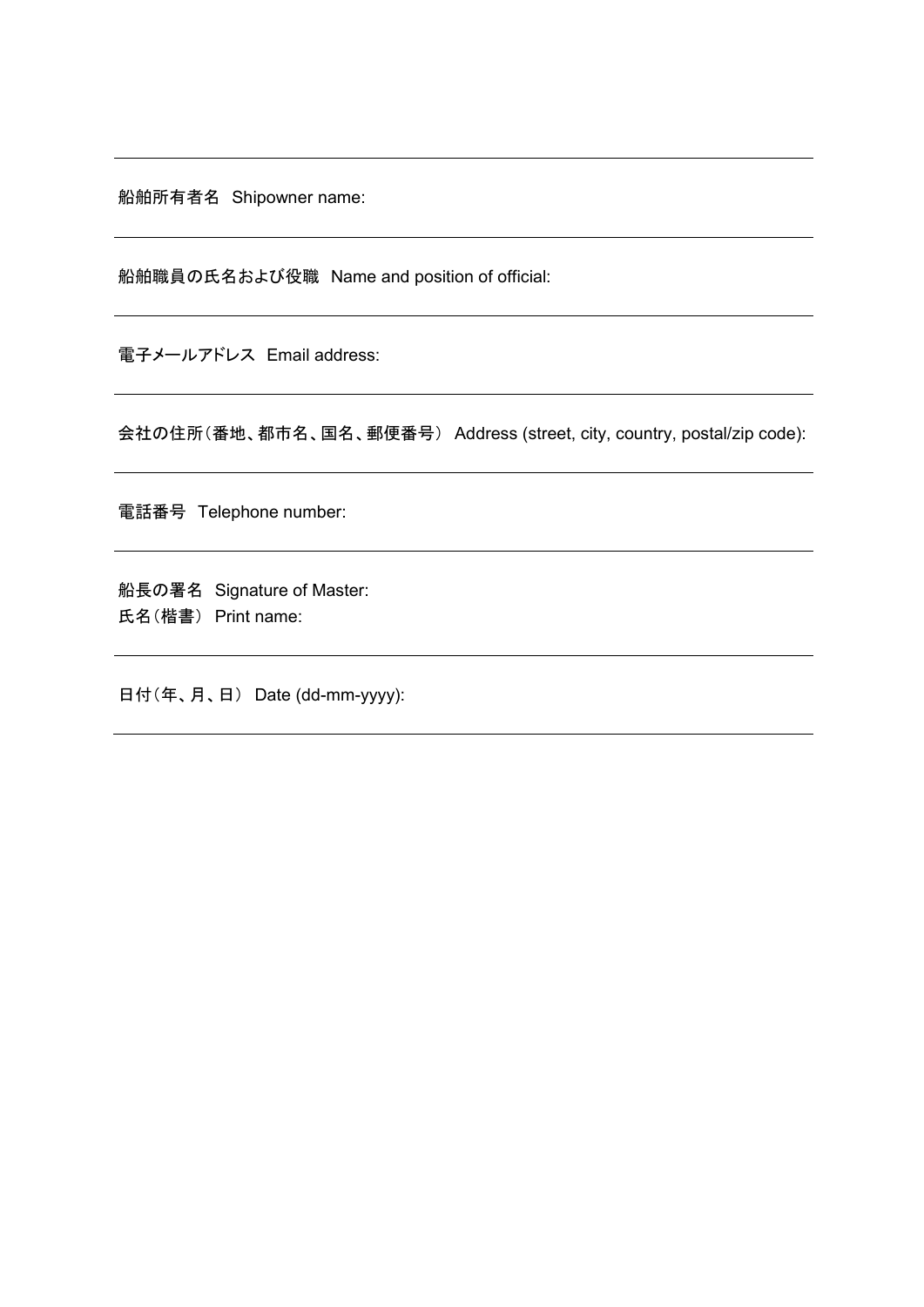船舶所有者名 Shipowner name:

---

船舶職員の氏名および役職 Name and position of official:

---

電子メールアドレス Email address:

---

会社の住所（番地、都市名、国名、郵便番号） Address (street, city, country, postal/zip code):

---

電話番号 Telephone number:

---

船長の署名 Signature of Master:
氏名（楷書） Print name:

---

日付（年、月、日） Date (dd-mm-yyyy):

---